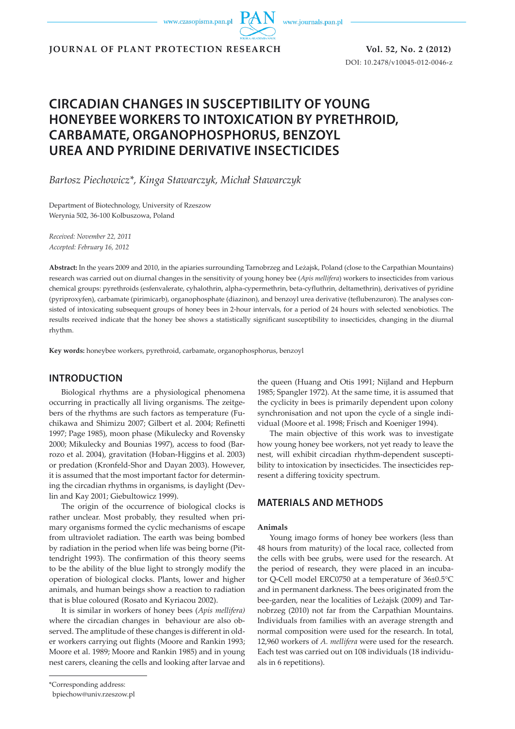# CIRCADIAN CHANGES IN SUSCEPTIBILITY OF YOUNG HONEYBEE WORKERS TO INTOXICATION BY PYRETHROID, CARBAMATE, ORGANOPHOSPHORUS, BENZOYL UREA AND PYRIDINE DERIVATIVE INSECTICIDES

*Bartosz Piechowicz\*, Kinga Stawarczyk, Michał Stawarczyk*

Department of Biotechnology, University of Rzeszow
Werynia 502, 36-100 Kolbuszowa, Poland

*Received: November 22, 2011*
*Accepted: February 16, 2012*

**Abstract:** In the years 2009 and 2010, in the apiaries surrounding Tarnobrzeg and Leżajsk, Poland (close to the Carpathian Mountains) research was carried out on diurnal changes in the sensitivity of young honey bee (*Apis mellifera*) workers to insecticides from various chemical groups: pyrethroids (esfenvalerate, cyhalothrin, alpha-cypermethrin, beta-cyfluthrin, deltamethrin), derivatives of pyridine (pyriproxyfen), carbamate (pirimicarb), organophosphate (diazinon), and benzoyl urea derivative (teflubenzuron). The analyses consisted of intoxicating subsequent groups of honey bees in 2-hour intervals, for a period of 24 hours with selected xenobiotics. The results received indicate that the honey bee shows a statistically significant susceptibility to insecticides, changing in the diurnal rhythm.

**Key words:** honeybee workers, pyrethroid, carbamate, organophosphorus, benzoyl

## INTRODUCTION

Biological rhythms are a physiological phenomena occurring in practically all living organisms. The zeitgebers of the rhythms are such factors as temperature (Fuchikawa and Shimizu 2007; Gilbert et al. 2004; Refinetti 1997; Page 1985), moon phase (Mikulecky and Rovensky 2000; Mikulecky and Bounias 1997), access to food (Barrozo et al. 2004), gravitation (Hoban-Higgins et al. 2003) or predation (Kronfeld-Shor and Dayan 2003). However, it is assumed that the most important factor for determining the circadian rhythms in organisms, is daylight (Devlin and Kay 2001; Giebultowicz 1999).

The origin of the occurrence of biological clocks is rather unclear. Most probably, they resulted when primary organisms formed the cyclic mechanisms of escape from ultraviolet radiation. The earth was being bombed by radiation in the period when life was being borne (Pittendright 1993). The confirmation of this theory seems to be the ability of the blue light to strongly modify the operation of biological clocks. Plants, lower and higher animals, and human beings show a reaction to radiation that is blue coloured (Rosato and Kyriacou 2002).

It is similar in workers of honey bees (*Apis mellifera*) where the circadian changes in behaviour are also observed. The amplitude of these changes is different in older workers carrying out flights (Moore and Rankin 1993; Moore et al. 1989; Moore and Rankin 1985) and in young nest carers, cleaning the cells and looking after larvae and the queen (Huang and Otis 1991; Nijland and Hepburn 1985; Spangler 1972). At the same time, it is assumed that the cyclicity in bees is primarily dependent upon colony synchronisation and not upon the cycle of a single individual (Moore et al. 1998; Frisch and Koeniger 1994).

The main objective of this work was to investigate how young honey bee workers, not yet ready to leave the nest, will exhibit circadian rhythm-dependent susceptibility to intoxication by insecticides. The insecticides represent a differing toxicity spectrum.

## MATERIALS AND METHODS

### Animals

Young imago forms of honey bee workers (less than 48 hours from maturity) of the local race, collected from the cells with bee grubs, were used for the research. At the period of research, they were placed in an incubator Q-Cell model ERC0750 at a temperature of 36±0.5°C and in permanent darkness. The bees originated from the bee-garden, near the localities of Leżajsk (2009) and Tarnobrzeg (2010) not far from the Carpathian Mountains. Individuals from families with an average strength and normal composition were used for the research. In total, 12,960 workers of *A. mellifera* were used for the research. Each test was carried out on 108 individuals (18 individuals in 6 repetitions).

\*Corresponding address:
bpiechow@univ.rzeszow.pl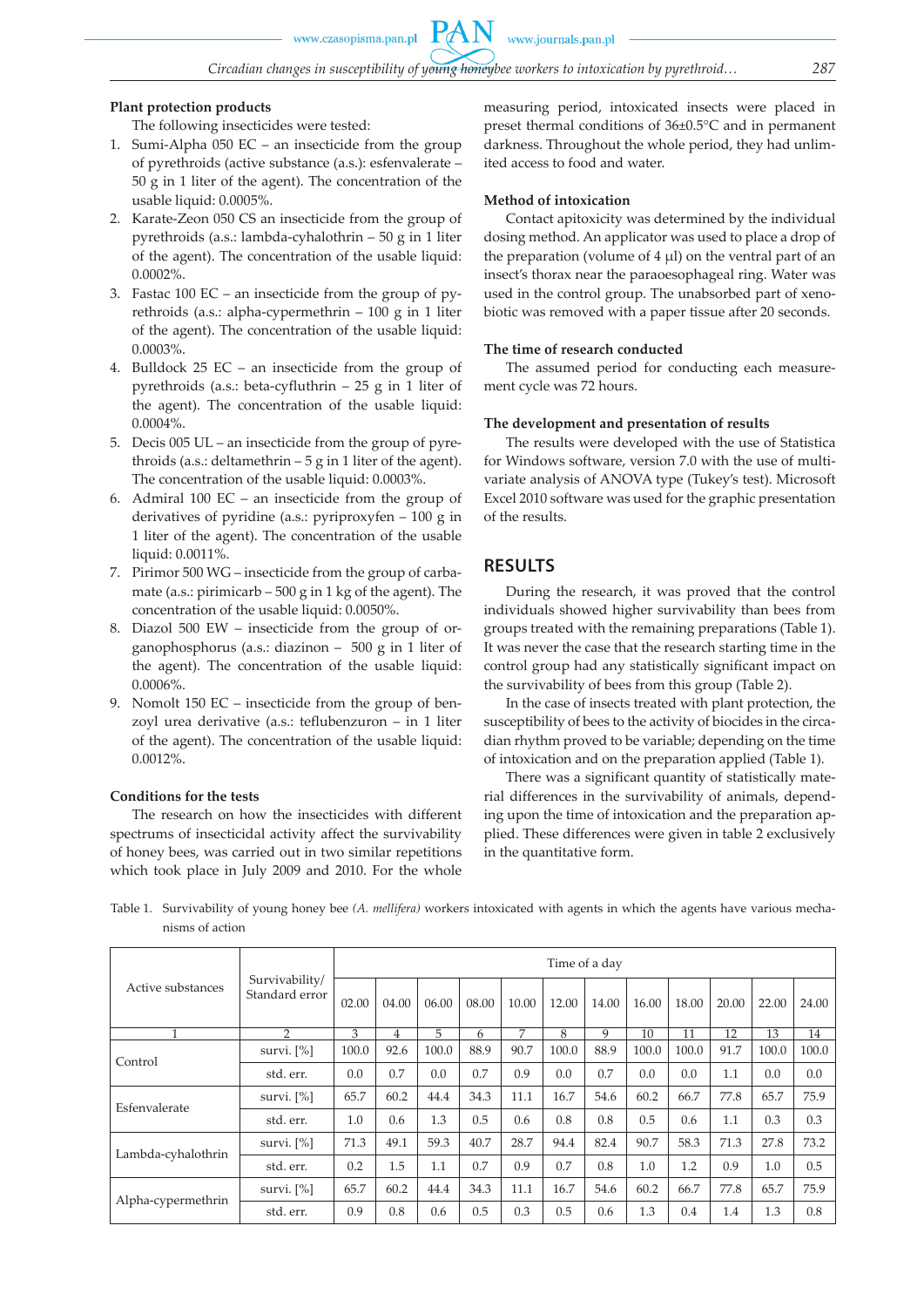#### Plant protection products

The following insecticides were tested:

1. Sumi-Alpha 050 EC – an insecticide from the group of pyrethroids (active substance (a.s.): esfenvalerate – 50 g in 1 liter of the agent). The concentration of the usable liquid: 0.0005%.
2. Karate-Zeon 050 CS an insecticide from the group of pyrethroids (a.s.: lambda-cyhalothrin – 50 g in 1 liter of the agent). The concentration of the usable liquid: 0.0002%.
3. Fastac 100 EC – an insecticide from the group of pyrethroids (a.s.: alpha-cypermethrin – 100 g in 1 liter of the agent). The concentration of the usable liquid: 0.0003%.
4. Bulldock 25 EC – an insecticide from the group of pyrethroids (a.s.: beta-cyfluthrin – 25 g in 1 liter of the agent). The concentration of the usable liquid: 0.0004%.
5. Decis 005 UL – an insecticide from the group of pyrethroids (a.s.: deltamethrin – 5 g in 1 liter of the agent). The concentration of the usable liquid: 0.0003%.
6. Admiral 100 EC – an insecticide from the group of derivatives of pyridine (a.s.: pyriproxyfen – 100 g in 1 liter of the agent). The concentration of the usable liquid: 0.0011%.
7. Pirimor 500 WG – insecticide from the group of carbamate (a.s.: pirimicarb – 500 g in 1 kg of the agent). The concentration of the usable liquid: 0.0050%.
8. Diazol 500 EW – insecticide from the group of organophosphorus (a.s.: diazinon – 500 g in 1 liter of the agent). The concentration of the usable liquid: 0.0006%.
9. Nomolt 150 EC – insecticide from the group of benzoyl urea derivative (a.s.: teflubenzuron – in 1 liter of the agent). The concentration of the usable liquid: 0.0012%.

#### Conditions for the tests

The research on how the insecticides with different spectrums of insecticidal activity affect the survivability of honey bees, was carried out in two similar repetitions which took place in July 2009 and 2010. For the whole measuring period, intoxicated insects were placed in preset thermal conditions of 36±0.5°C and in permanent darkness. Throughout the whole period, they had unlimited access to food and water.

#### Method of intoxication

Contact apitoxicity was determined by the individual dosing method. An applicator was used to place a drop of the preparation (volume of 4 μl) on the ventral part of an insect's thorax near the paraoesophageal ring. Water was used in the control group. The unabsorbed part of xenobiotic was removed with a paper tissue after 20 seconds.

#### The time of research conducted

The assumed period for conducting each measurement cycle was 72 hours.

#### The development and presentation of results

The results were developed with the use of Statistica for Windows software, version 7.0 with the use of multivariate analysis of ANOVA type (Tukey's test). Microsoft Excel 2010 software was used for the graphic presentation of the results.

## RESULTS

During the research, it was proved that the control individuals showed higher survivability than bees from groups treated with the remaining preparations (Table 1). It was never the case that the research starting time in the control group had any statistically significant impact on the survivability of bees from this group (Table 2).

In the case of insects treated with plant protection, the susceptibility of bees to the activity of biocides in the circadian rhythm proved to be variable; depending on the time of intoxication and on the preparation applied (Table 1).

There was a significant quantity of statistically material differences in the survivability of animals, depending upon the time of intoxication and the preparation applied. These differences were given in table 2 exclusively in the quantitative form.

Table 1. Survivability of young honey bee *(A. mellifera)* workers intoxicated with agents in which the agents have various mechanisms of action

| Active substances | Survivability/ Standard error | Time of a day | | | | | | | | | | | |
|---|---|---|---|---|---|---|---|---|---|---|---|---|---|
| | | 02.00 | 04.00 | 06.00 | 08.00 | 10.00 | 12.00 | 14.00 | 16.00 | 18.00 | 20.00 | 22.00 | 24.00 |
| 1 | 2 | 3 | 4 | 5 | 6 | 7 | 8 | 9 | 10 | 11 | 12 | 13 | 14 |
| Control | survi. [%] | 100.0 | 92.6 | 100.0 | 88.9 | 90.7 | 100.0 | 88.9 | 100.0 | 100.0 | 91.7 | 100.0 | 100.0 |
| | std. err. | 0.0 | 0.7 | 0.0 | 0.7 | 0.9 | 0.0 | 0.7 | 0.0 | 0.0 | 1.1 | 0.0 | 0.0 |
| Esfenvalerate | survi. [%] | 65.7 | 60.2 | 44.4 | 34.3 | 11.1 | 16.7 | 54.6 | 60.2 | 66.7 | 77.8 | 65.7 | 75.9 |
| | std. err. | 1.0 | 0.6 | 1.3 | 0.5 | 0.6 | 0.8 | 0.8 | 0.5 | 0.6 | 1.1 | 0.3 | 0.3 |
| Lambda-cyhalothrin | survi. [%] | 71.3 | 49.1 | 59.3 | 40.7 | 28.7 | 94.4 | 82.4 | 90.7 | 58.3 | 71.3 | 27.8 | 73.2 |
| | std. err. | 0.2 | 1.5 | 1.1 | 0.7 | 0.9 | 0.7 | 0.8 | 1.0 | 1.2 | 0.9 | 1.0 | 0.5 |
| Alpha-cypermethrin | survi. [%] | 65.7 | 60.2 | 44.4 | 34.3 | 11.1 | 16.7 | 54.6 | 60.2 | 66.7 | 77.8 | 65.7 | 75.9 |
| | std. err. | 0.9 | 0.8 | 0.6 | 0.5 | 0.3 | 0.5 | 0.6 | 1.3 | 0.4 | 1.4 | 1.3 | 0.8 |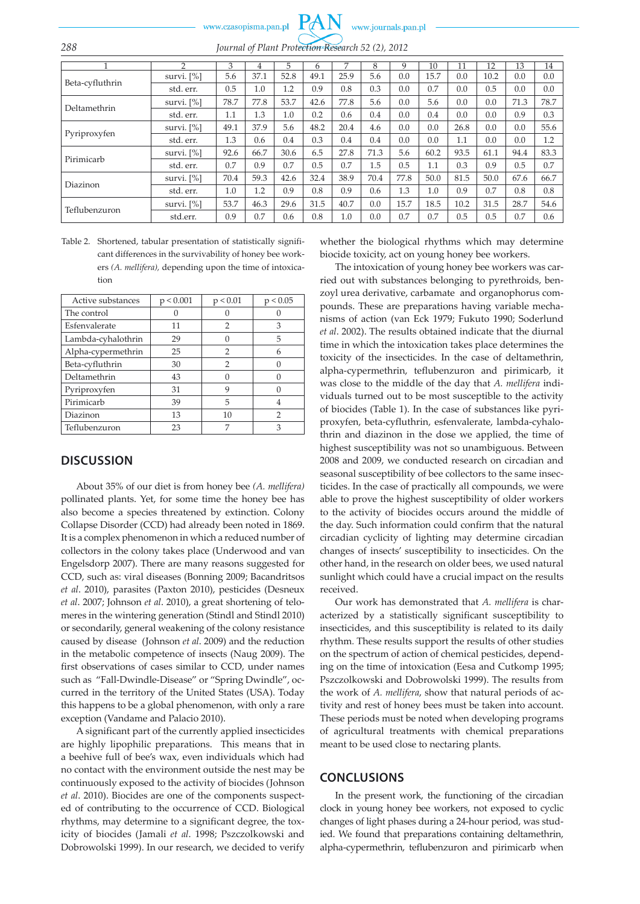| 1 | 2 | 3 | 4 | 5 | 6 | 7 | 8 | 9 | 10 | 11 | 12 | 13 | 14 |
|---|---|---|---|---|---|---|---|---|---|---|---|---|---|
| Beta-cyfluthrin | survi. [%] | 5.6 | 37.1 | 52.8 | 49.1 | 25.9 | 5.6 | 0.0 | 15.7 | 0.0 | 10.2 | 0.0 | 0.0 |
| | std. err. | 0.5 | 1.0 | 1.2 | 0.9 | 0.8 | 0.3 | 0.0 | 0.7 | 0.0 | 0.5 | 0.0 | 0.0 |
| Deltamethrin | survi. [%] | 78.7 | 77.8 | 53.7 | 42.6 | 77.8 | 5.6 | 0.0 | 5.6 | 0.0 | 0.0 | 71.3 | 78.7 |
| | std. err. | 1.1 | 1.3 | 1.0 | 0.2 | 0.6 | 0.4 | 0.0 | 0.4 | 0.0 | 0.0 | 0.9 | 0.3 |
| Pyriproxyfen | survi. [%] | 49.1 | 37.9 | 5.6 | 48.2 | 20.4 | 4.6 | 0.0 | 0.0 | 26.8 | 0.0 | 0.0 | 55.6 |
| | std. err. | 1.3 | 0.6 | 0.4 | 0.3 | 0.4 | 0.4 | 0.0 | 0.0 | 1.1 | 0.0 | 0.0 | 1.2 |
| Pirimicarb | survi. [%] | 92.6 | 66.7 | 30.6 | 6.5 | 27.8 | 71.3 | 5.6 | 60.2 | 93.5 | 61.1 | 94.4 | 83.3 |
| | std. err. | 0.7 | 0.9 | 0.7 | 0.5 | 0.7 | 1.5 | 0.5 | 1.1 | 0.3 | 0.9 | 0.5 | 0.7 |
| Diazinon | survi. [%] | 70.4 | 59.3 | 42.6 | 32.4 | 38.9 | 70.4 | 77.8 | 50.0 | 81.5 | 50.0 | 67.6 | 66.7 |
| | std. err. | 1.0 | 1.2 | 0.9 | 0.8 | 0.9 | 0.6 | 1.3 | 1.0 | 0.9 | 0.7 | 0.8 | 0.8 |
| Teflubenzuron | survi. [%] | 53.7 | 46.3 | 29.6 | 31.5 | 40.7 | 0.0 | 15.7 | 18.5 | 10.2 | 31.5 | 28.7 | 54.6 |
| | std.err. | 0.9 | 0.7 | 0.6 | 0.8 | 1.0 | 0.0 | 0.7 | 0.7 | 0.5 | 0.5 | 0.7 | 0.6 |

Table 2. Shortened, tabular presentation of statistically significant differences in the survivability of honey bee workers *(A. mellifera),* depending upon the time of intoxication

| Active substances | $p < 0.001$ | $p < 0.01$ | $p < 0.05$ |
|---|---|---|---|
| The control | 0 | 0 | 0 |
| Esfenvalerate | 11 | 2 | 3 |
| Lambda-cyhalothrin | 29 | 0 | 5 |
| Alpha-cypermethrin | 25 | 2 | 6 |
| Beta-cyfluthrin | 30 | 2 | 0 |
| Deltamethrin | 43 | 0 | 0 |
| Pyriproxyfen | 31 | 9 | 0 |
| Pirimicarb | 39 | 5 | 4 |
| Diazinon | 13 | 10 | 2 |
| Teflubenzuron | 23 | 7 | 3 |

## DISCUSSION

About 35% of our diet is from honey bee *(A. mellifera)* pollinated plants. Yet, for some time the honey bee has also become a species threatened by extinction. Colony Collapse Disorder (CCD) had already been noted in 1869. It is a complex phenomenon in which a reduced number of collectors in the colony takes place (Underwood and van Engelsdorp 2007). There are many reasons suggested for CCD, such as: viral diseases (Bonning 2009; Bacandritsos *et al*. 2010), parasites (Paxton 2010), pesticides (Desneux *et al*. 2007; Johnson *et al*. 2010), a great shortening of telomeres in the wintering generation (Stindl and Stindl 2010) or secondarily, general weakening of the colony resistance caused by disease (Johnson *et al*. 2009) and the reduction in the metabolic competence of insects (Naug 2009). The first observations of cases similar to CCD, under names such as "Fall-Dwindle-Disease" or "Spring Dwindle", occurred in the territory of the United States (USA). Today this happens to be a global phenomenon, with only a rare exception (Vandame and Palacio 2010).

A significant part of the currently applied insecticides are highly lipophilic preparations. This means that in a beehive full of bee's wax, even individuals which had no contact with the environment outside the nest may be continuously exposed to the activity of biocides (Johnson *et al*. 2010). Biocides are one of the components suspected of contributing to the occurrence of CCD. Biological rhythms, may determine to a significant degree, the toxicity of biocides (Jamali *et al*. 1998; Pszczolkowski and Dobrowolski 1999). In our research, we decided to verify whether the biological rhythms which may determine biocide toxicity, act on young honey bee workers.

The intoxication of young honey bee workers was carried out with substances belonging to pyrethroids, benzoyl urea derivative, carbamate and organophorus compounds. These are preparations having variable mechanisms of action (van Eck 1979; Fukuto 1990; Soderlund *et al*. 2002). The results obtained indicate that the diurnal time in which the intoxication takes place determines the toxicity of the insecticides. In the case of deltamethrin, alpha-cypermethrin, teflubenzuron and pirimicarb, it was close to the middle of the day that *A. mellifera* individuals turned out to be most susceptible to the activity of biocides (Table 1). In the case of substances like pyriproxyfen, beta-cyfluthrin, esfenvalerate, lambda-cyhalothrin and diazinon in the dose we applied, the time of highest susceptibility was not so unambiguous. Between 2008 and 2009, we conducted research on circadian and seasonal susceptibility of bee collectors to the same insecticides. In the case of practically all compounds, we were able to prove the highest susceptibility of older workers to the activity of biocides occurs around the middle of the day. Such information could confirm that the natural circadian cyclicity of lighting may determine circadian changes of insects' susceptibility to insecticides. On the other hand, in the research on older bees, we used natural sunlight which could have a crucial impact on the results received.

Our work has demonstrated that *A. mellifera* is characterized by a statistically significant susceptibility to insecticides, and this susceptibility is related to its daily rhythm. These results support the results of other studies on the spectrum of action of chemical pesticides, depending on the time of intoxication (Eesa and Cutkomp 1995; Pszczolkowski and Dobrowolski 1999). The results from the work of *A. mellifera*, show that natural periods of activity and rest of honey bees must be taken into account. These periods must be noted when developing programs of agricultural treatments with chemical preparations meant to be used close to nectaring plants.

## CONCLUSIONS

In the present work, the functioning of the circadian clock in young honey bee workers, not exposed to cyclic changes of light phases during a 24-hour period, was studied. We found that preparations containing deltamethrin, alpha-cypermethrin, teflubenzuron and pirimicarb when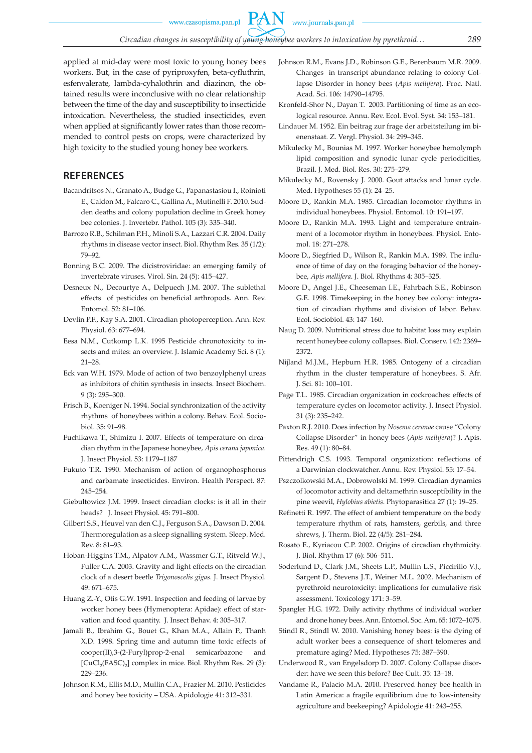applied at mid-day were most toxic to young honey bees workers. But, in the case of pyriproxyfen, beta-cyfluthrin, esfenvalerate, lambda-cyhalothrin and diazinon, the obtained results were inconclusive with no clear relationship between the time of the day and susceptibility to insecticide intoxication. Nevertheless, the studied insecticides, even when applied at significantly lower rates than those recommended to control pests on crops, were characterized by high toxicity to the studied young honey bee workers.

## REFERENCES

Bacandritsos N., Granato A., Budge G., Papanastasiou I., Roinioti E., Caldon M., Falcaro C., Gallina A., Mutinelli F. 2010. Sudden deaths and colony population decline in Greek honey bee colonies. J. Invertebr. Pathol. 105 (3): 335–340.

Barrozo R.B., Schilman P.H., Minoli S.A., Lazzari C.R. 2004. Daily rhythms in disease vector insect. Biol. Rhythm Res. 35 (1/2): 79–92.

Bonning B.C. 2009. The dicistroviridae: an emerging family of invertebrate viruses. Virol. Sin. 24 (5): 415–427.

Desneux N., Decourtye A., Delpuech J.M. 2007. The sublethal effects of pesticides on beneficial arthropods. Ann. Rev. Entomol. 52: 81–106.

Devlin P.F., Kay S.A. 2001. Circadian photoperception. Ann. Rev. Physiol. 63: 677–694.

Eesa N.M., Cutkomp L.K. 1995 Pesticide chronotoxicity to insects and mites: an overview. J. Islamic Academy Sci. 8 (1): 21–28.

Eck van W.H. 1979. Mode of action of two benzoylphenyl ureas as inhibitors of chitin synthesis in insects. Insect Biochem. 9 (3): 295–300.

Frisch B., Koeniger N. 1994. Social synchronization of the activity rhythms of honeybees within a colony. Behav. Ecol. Sociobiol. 35: 91–98.

Fuchikawa T., Shimizu I. 2007. Effects of temperature on circadian rhythm in the Japanese honeybee, *Apis cerana japonica*. J. Insect Physiol. 53: 1179–1187

Fukuto T.R. 1990. Mechanism of action of organophosphorus and carbamate insecticides. Environ. Health Perspect. 87: 245–254.

Giebultowicz J.M. 1999. Insect circadian clocks: is it all in their heads? J. Insect Physiol. 45: 791–800.

Gilbert S.S., Heuvel van den C.J., Ferguson S.A., Dawson D. 2004. Thermoregulation as a sleep signalling system. Sleep. Med. Rev. 8: 81–93.

Hoban-Higgins T.M., Alpatov A.M., Wassmer G.T., Ritveld W.J., Fuller C.A. 2003. Gravity and light effects on the circadian clock of a desert beetle *Trigonoscelis gigas*. J. Insect Physiol. 49: 671–675.

Huang Z.-Y., Otis G.W. 1991. Inspection and feeding of larvae by worker honey bees (Hymenoptera: Apidae): effect of starvation and food quantity. J. Insect Behav. 4: 305–317.

Jamali B., Ibrahim G., Bouet G., Khan M.A., Allain P., Thanh X.D. 1998. Spring time and autumn time toxic effects of cooper(II),3-(2-Furyl)prop-2-enal semicarbazone and $[CuCl_2(FASC)_2]$ complex in mice. Biol. Rhythm Res. 29 (3): 229–236.

Johnson R.M., Ellis M.D., Mullin C.A., Frazier M. 2010. Pesticides and honey bee toxicity – USA. Apidologie 41: 312–331.

Johnson R.M., Evans J.D., Robinson G.E., Berenbaum M.R. 2009. Changes in transcript abundance relating to colony Collapse Disorder in honey bees (*Apis mellifera*). Proc. Natl. Acad. Sci. 106: 14790–14795.

Kronfeld-Shor N., Dayan T. 2003. Partitioning of time as an ecological resource. Annu. Rev. Ecol. Evol. Syst. 34: 153–181.

Lindauer M. 1952. Ein beitrag zur frage der arbeitsteilung im bienenstaat. Z. Vergl. Physiol. 34: 299–345.

Mikulecky M., Bounias M. 1997. Worker honeybee hemolymph lipid composition and synodic lunar cycle periodicities, Brazil. J. Med. Biol. Res. 30: 275–279.

Mikulecky M., Rovensky J. 2000. Gout attacks and lunar cycle. Med. Hypotheses 55 (1): 24–25.

Moore D., Rankin M.A. 1985. Circadian locomotor rhythms in individual honeybees. Physiol. Entomol. 10: 191–197.

Moore D., Rankin M.A. 1993. Light and temperature entrainment of a locomotor rhythm in honeybees. Physiol. Entomol. 18: 271–278.

Moore D., Siegfried D., Wilson R., Rankin M.A. 1989. The influence of time of day on the foraging behavior of the honeybee, *Apis mellifera*. J. Biol. Rhythms 4: 305–325.

Moore D., Angel J.E., Cheeseman I.E., Fahrbach S.E., Robinson G.E. 1998. Timekeeping in the honey bee colony: integration of circadian rhythms and division of labor. Behav. Ecol. Sociobiol. 43: 147–160.

Naug D. 2009. Nutritional stress due to habitat loss may explain recent honeybee colony collapses. Biol. Conserv. 142: 2369–2372.

Nijland M.J.M., Hepburn H.R. 1985. Ontogeny of a circadian rhythm in the cluster temperature of honeybees. S. Afr. J. Sci. 81: 100–101.

Page T.L. 1985. Circadian organization in cockroaches: effects of temperature cycles on locomotor activity. J. Insect Physiol. 31 (3): 235–242.

Paxton R.J. 2010. Does infection by *Nosema ceranae* cause "Colony Collapse Disorder" in honey bees (*Apis mellifera*)? J. Apis. Res. 49 (1): 80–84.

Pittendrigh C.S. 1993. Temporal organization: reflections of a Darwinian clockwatcher. Annu. Rev. Physiol. 55: 17–54.

Pszczolkowski M.A., Dobrowolski M. 1999. Circadian dynamics of locomotor activity and deltamethrin susceptibility in the pine weevil, *Hylobius abietis*. Phytoparasitica 27 (1): 19–25.

Refinetti R. 1997. The effect of ambient temperature on the body temperature rhythm of rats, hamsters, gerbils, and three shrews, J. Therm. Biol. 22 (4/5): 281–284.

Rosato E., Kyriacou C.P. 2002. Origins of circadian rhythmicity. J. Biol. Rhythm 17 (6): 506–511.

Soderlund D., Clark J.M., Sheets L.P., Mullin L.S., Piccirillo V.J., Sargent D., Stevens J.T., Weiner M.L. 2002. Mechanism of pyrethroid neurotoxicity: implications for cumulative risk assessment. Toxicology 171: 3–59.

Spangler H.G. 1972. Daily activity rhythms of individual worker and drone honey bees. Ann. Entomol. Soc. Am. 65: 1072–1075.

Stindl R., Stindl W. 2010. Vanishing honey bees: is the dying of adult worker bees a consequence of short telomeres and premature aging? Med. Hypotheses 75: 387–390.

Underwood R., van Engelsdorp D. 2007. Colony Collapse disorder: have we seen this before? Bee Cult. 35: 13–18.

Vandame R., Palacio M.A. 2010. Preserved honey bee health in Latin America: a fragile equilibrium due to low-intensity agriculture and beekeeping? Apidologie 41: 243–255.